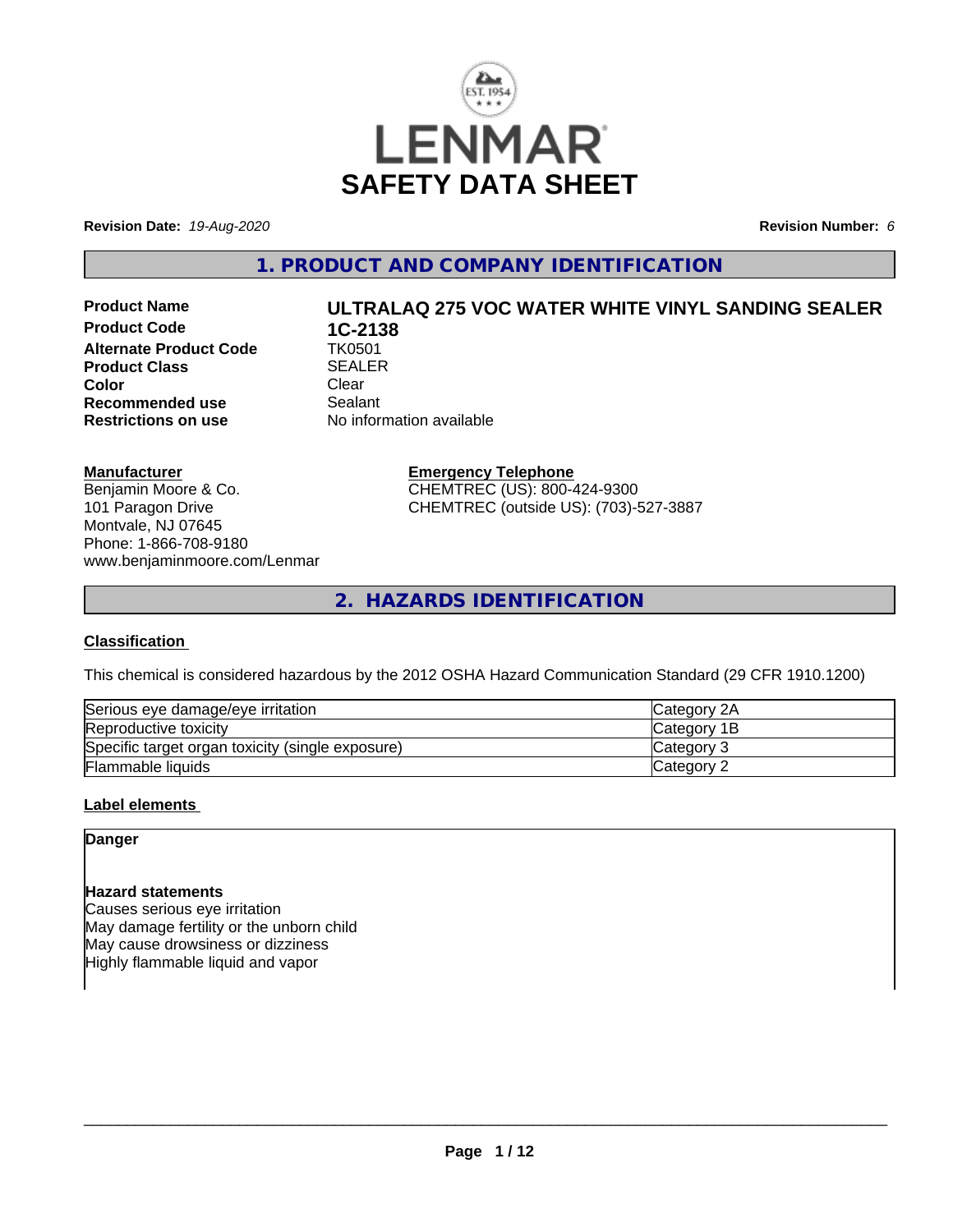# LENMAR SAFETY DATA SHEET

**Revision Date:** *19-Aug-2020* **Revision Number:** *6*

## 1. PRODUCT AND COMPANY IDENTIFICATION

| | |
|---|---|
| **Product Name** | **ULTRALAQ 275 VOC WATER WHITE VINYL SANDING SEALER** |
| **Product Code** | **1C-2138** |
| **Alternate Product Code** | TK0501 |
| **Product Class** | SEALER |
| **Color** | Clear |
| **Recommended use** | Sealant |
| **Restrictions on use** | No information available |

**Manufacturer**
Benjamin Moore & Co.
101 Paragon Drive
Montvale, NJ 07645
Phone: 1-866-708-9180
www.benjaminmoore.com/Lenmar

**Emergency Telephone**
CHEMTREC (US): 800-424-9300
CHEMTREC (outside US): (703)-527-3887

## 2. HAZARDS IDENTIFICATION

### Classification

This chemical is considered hazardous by the 2012 OSHA Hazard Communication Standard (29 CFR 1910.1200)

| | |
|---|---|
| Serious eye damage/eye irritation | Category 2A |
| Reproductive toxicity | Category 1B |
| Specific target organ toxicity (single exposure) | Category 3 |
| Flammable liquids | Category 2 |

### Label elements

**Danger**

**Hazard statements**
Causes serious eye irritation
May damage fertility or the unborn child
May cause drowsiness or dizziness
Highly flammable liquid and vapor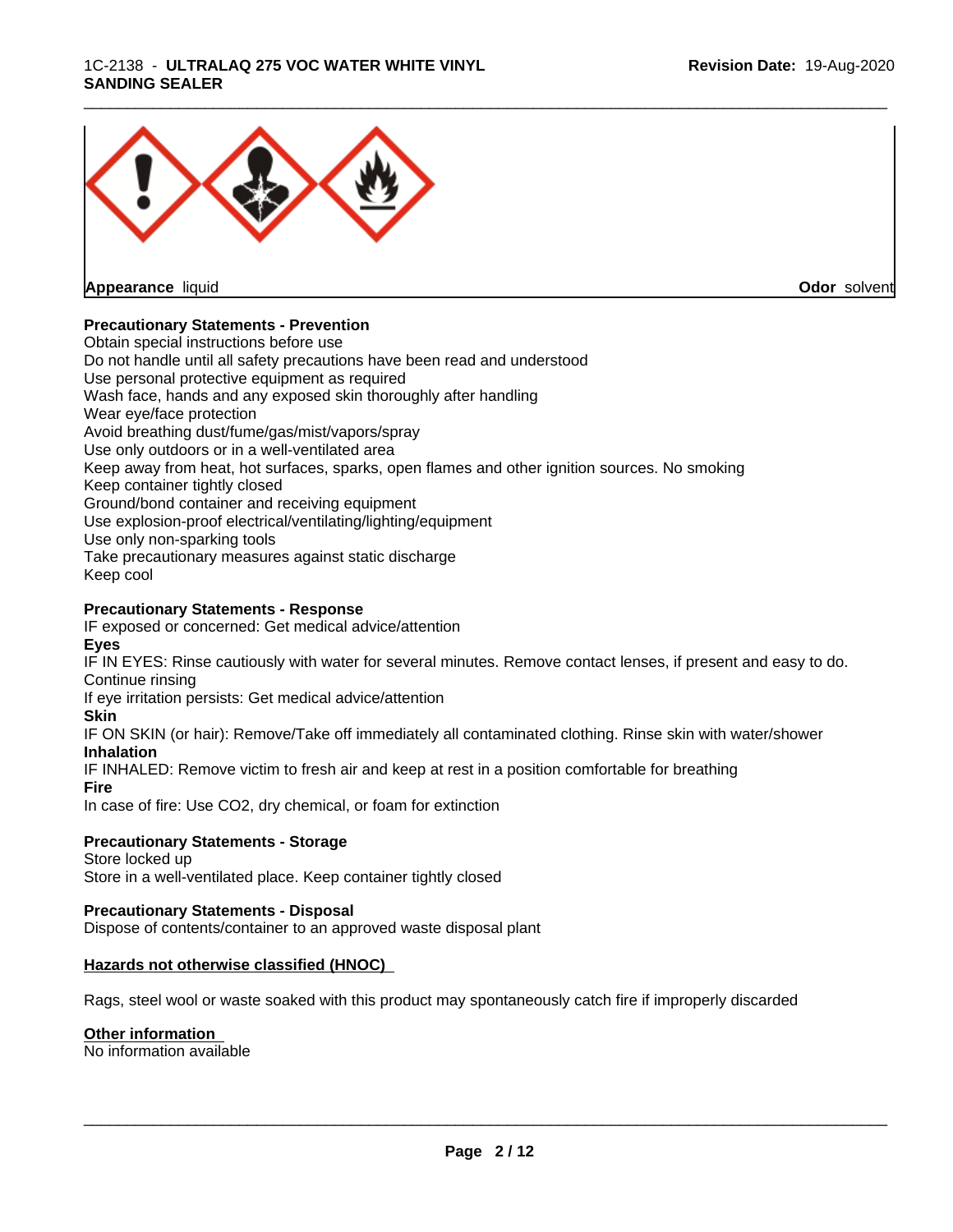**Appearance** liquid **Odor** solvent

**Precautionary Statements - Prevention**

Obtain special instructions before use
Do not handle until all safety precautions have been read and understood
Use personal protective equipment as required
Wash face, hands and any exposed skin thoroughly after handling
Wear eye/face protection
Avoid breathing dust/fume/gas/mist/vapors/spray
Use only outdoors or in a well-ventilated area
Keep away from heat, hot surfaces, sparks, open flames and other ignition sources. No smoking
Keep container tightly closed
Ground/bond container and receiving equipment
Use explosion-proof electrical/ventilating/lighting/equipment
Use only non-sparking tools
Take precautionary measures against static discharge
Keep cool

**Precautionary Statements - Response**

IF exposed or concerned: Get medical advice/attention

**Eyes**

IF IN EYES: Rinse cautiously with water for several minutes. Remove contact lenses, if present and easy to do. Continue rinsing
If eye irritation persists: Get medical advice/attention

**Skin**

IF ON SKIN (or hair): Remove/Take off immediately all contaminated clothing. Rinse skin with water/shower

**Inhalation**

IF INHALED: Remove victim to fresh air and keep at rest in a position comfortable for breathing

**Fire**

In case of fire: Use CO2, dry chemical, or foam for extinction

**Precautionary Statements - Storage**

Store locked up
Store in a well-ventilated place. Keep container tightly closed

**Precautionary Statements - Disposal**

Dispose of contents/container to an approved waste disposal plant

**Hazards not otherwise classified (HNOC)**

Rags, steel wool or waste soaked with this product may spontaneously catch fire if improperly discarded

**Other information**

No information available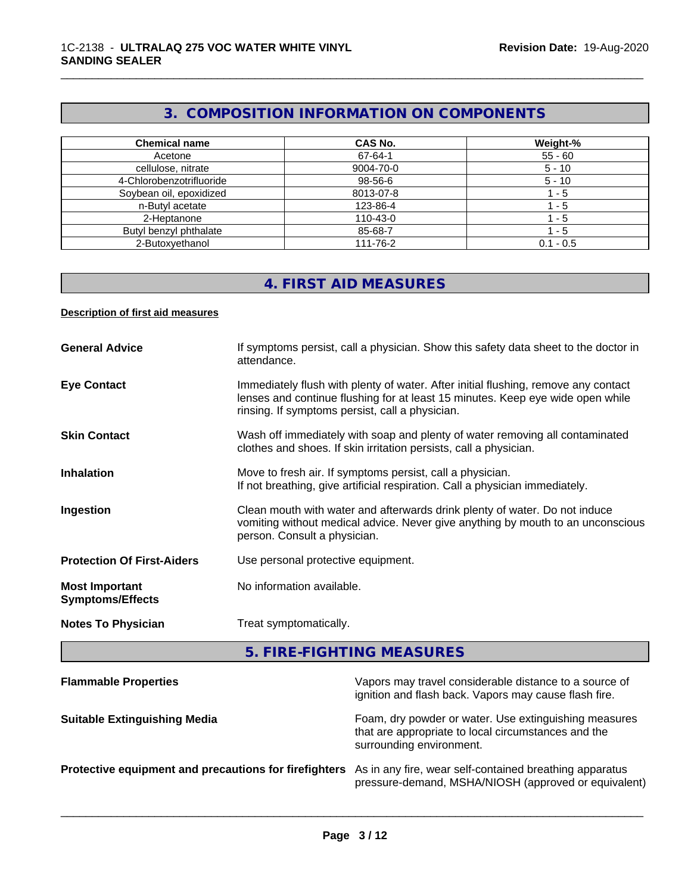## 3. COMPOSITION INFORMATION ON COMPONENTS

| Chemical name | CAS No. | Weight-% |
| --- | --- | --- |
| Acetone | 67-64-1 | 55 - 60 |
| cellulose, nitrate | 9004-70-0 | 5 - 10 |
| 4-Chlorobenzotrifluoride | 98-56-6 | 5 - 10 |
| Soybean oil, epoxidized | 8013-07-8 | 1 - 5 |
| n-Butyl acetate | 123-86-4 | 1 - 5 |
| 2-Heptanone | 110-43-0 | 1 - 5 |
| Butyl benzyl phthalate | 85-68-7 | 1 - 5 |
| 2-Butoxyethanol | 111-76-2 | 0.1 - 0.5 |

## 4. FIRST AID MEASURES

**Description of first aid measures**

**General Advice** If symptoms persist, call a physician. Show this safety data sheet to the doctor in attendance.

**Eye Contact** Immediately flush with plenty of water. After initial flushing, remove any contact lenses and continue flushing for at least 15 minutes. Keep eye wide open while rinsing. If symptoms persist, call a physician.

**Skin Contact** Wash off immediately with soap and plenty of water removing all contaminated clothes and shoes. If skin irritation persists, call a physician.

**Inhalation** Move to fresh air. If symptoms persist, call a physician.
If not breathing, give artificial respiration. Call a physician immediately.

**Ingestion** Clean mouth with water and afterwards drink plenty of water. Do not induce vomiting without medical advice. Never give anything by mouth to an unconscious person. Consult a physician.

**Protection Of First-Aiders** Use personal protective equipment.

**Most Important Symptoms/Effects** No information available.

**Notes To Physician** Treat symptomatically.

## 5. FIRE-FIGHTING MEASURES

**Flammable Properties** Vapors may travel considerable distance to a source of ignition and flash back. Vapors may cause flash fire.

**Suitable Extinguishing Media** Foam, dry powder or water. Use extinguishing measures that are appropriate to local circumstances and the surrounding environment.

**Protective equipment and precautions for firefighters** As in any fire, wear self-contained breathing apparatus pressure-demand, MSHA/NIOSH (approved or equivalent)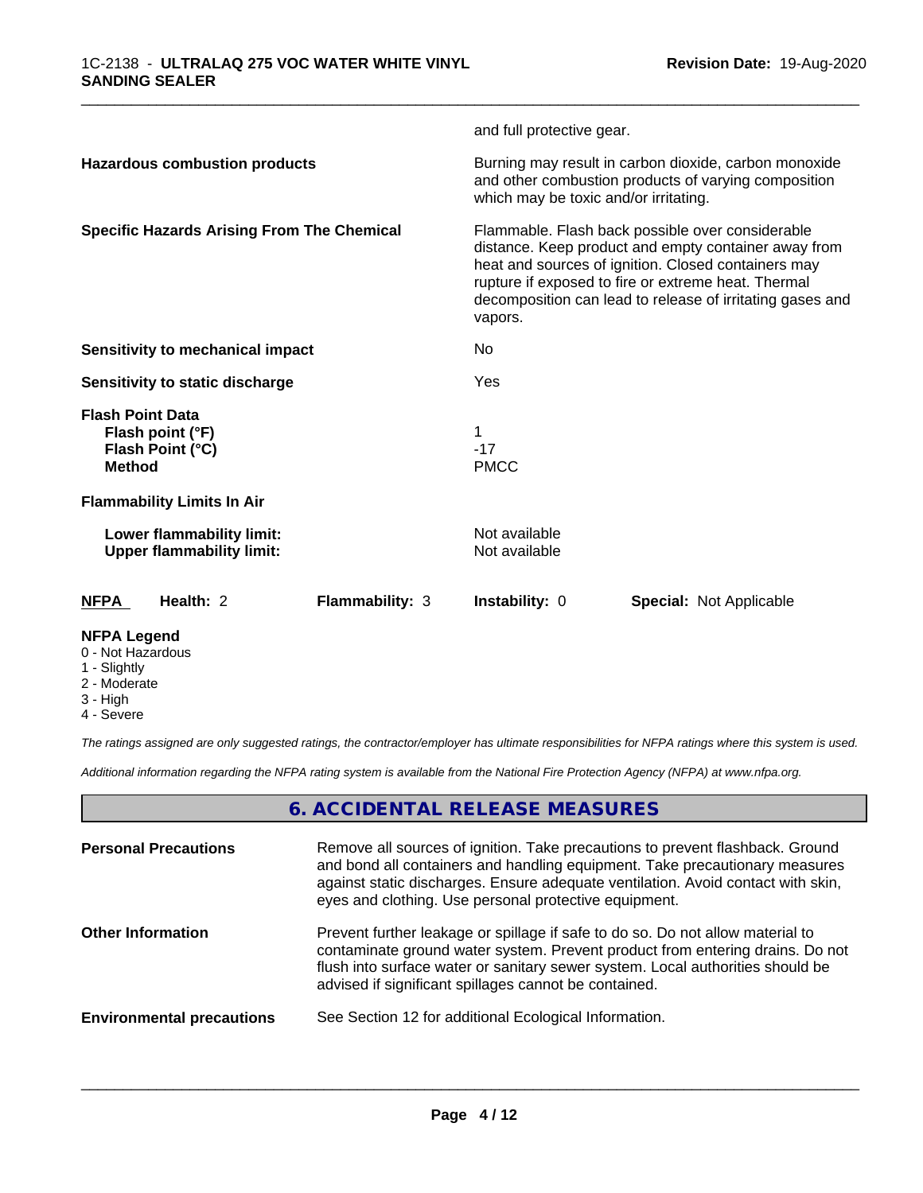and full protective gear.

| | |
|---|---|
| **Hazardous combustion products** | Burning may result in carbon dioxide, carbon monoxide and other combustion products of varying composition which may be toxic and/or irritating. |
| **Specific Hazards Arising From The Chemical** | Flammable. Flash back possible over considerable distance. Keep product and empty container away from heat and sources of ignition. Closed containers may rupture if exposed to fire or extreme heat. Thermal decomposition can lead to release of irritating gases and vapors. |
| **Sensitivity to mechanical impact** | No |
| **Sensitivity to static discharge** | Yes |

**Flash Point Data**

| | |
|---|---|
| **Flash point (°F)** | 1 |
| **Flash Point (°C)** | -17 |
| **Method** | PMCC |

**Flammability Limits In Air**

| | |
|---|---|
| **Lower flammability limit:** | Not available |
| **Upper flammability limit:** | Not available |

| **NFPA** | **Health:** 2 | **Flammability:** 3 | **Instability:** 0 | **Special:** Not Applicable |
|---|---|---|---|---|

**NFPA Legend**

- 0 - Not Hazardous
- 1 - Slightly
- 2 - Moderate
- 3 - High
- 4 - Severe

*The ratings assigned are only suggested ratings, the contractor/employer has ultimate responsibilities for NFPA ratings where this system is used.*

*Additional information regarding the NFPA rating system is available from the National Fire Protection Agency (NFPA) at www.nfpa.org.*

## 6. ACCIDENTAL RELEASE MEASURES

| | |
|---|---|
| **Personal Precautions** | Remove all sources of ignition. Take precautions to prevent flashback. Ground and bond all containers and handling equipment. Take precautionary measures against static discharges. Ensure adequate ventilation. Avoid contact with skin, eyes and clothing. Use personal protective equipment. |
| **Other Information** | Prevent further leakage or spillage if safe to do so. Do not allow material to contaminate ground water system. Prevent product from entering drains. Do not flush into surface water or sanitary sewer system. Local authorities should be advised if significant spillages cannot be contained. |
| **Environmental precautions** | See Section 12 for additional Ecological Information. |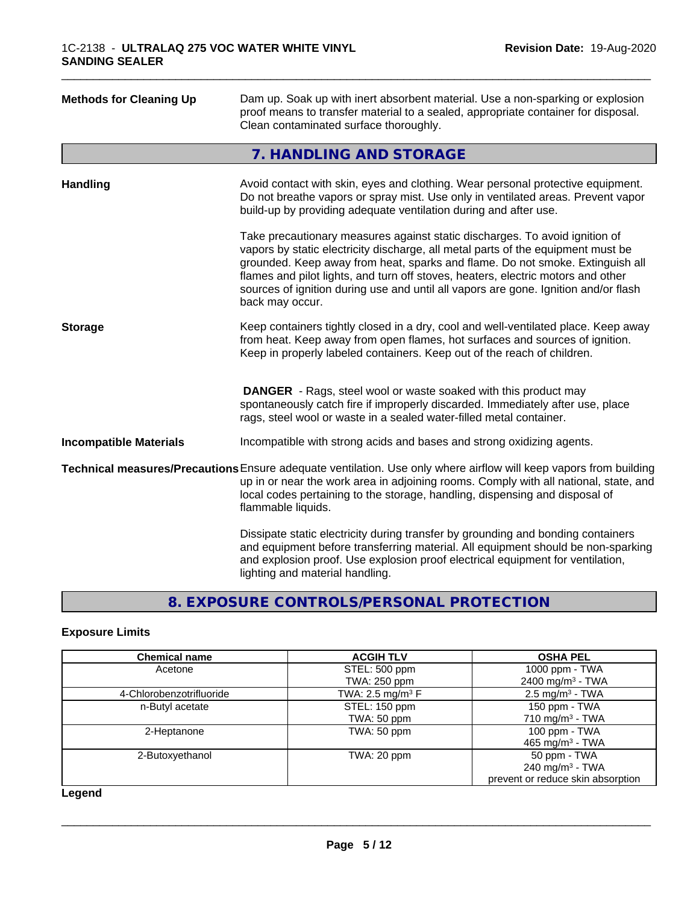**Methods for Cleaning Up** Dam up. Soak up with inert absorbent material. Use a non-sparking or explosion proof means to transfer material to a sealed, appropriate container for disposal. Clean contaminated surface thoroughly.

## 7. HANDLING AND STORAGE

**Handling** Avoid contact with skin, eyes and clothing. Wear personal protective equipment. Do not breathe vapors or spray mist. Use only in ventilated areas. Prevent vapor build-up by providing adequate ventilation during and after use.

Take precautionary measures against static discharges. To avoid ignition of vapors by static electricity discharge, all metal parts of the equipment must be grounded. Keep away from heat, sparks and flame. Do not smoke. Extinguish all flames and pilot lights, and turn off stoves, heaters, electric motors and other sources of ignition during use and until all vapors are gone. Ignition and/or flash back may occur.

**Storage** Keep containers tightly closed in a dry, cool and well-ventilated place. Keep away from heat. Keep away from open flames, hot surfaces and sources of ignition. Keep in properly labeled containers. Keep out of the reach of children.

**DANGER** - Rags, steel wool or waste soaked with this product may spontaneously catch fire if improperly discarded. Immediately after use, place rags, steel wool or waste in a sealed water-filled metal container.

**Incompatible Materials** Incompatible with strong acids and bases and strong oxidizing agents.

**Technical measures/Precautions** Ensure adequate ventilation. Use only where airflow will keep vapors from building up in or near the work area in adjoining rooms. Comply with all national, state, and local codes pertaining to the storage, handling, dispensing and disposal of flammable liquids.

Dissipate static electricity during transfer by grounding and bonding containers and equipment before transferring material. All equipment should be non-sparking and explosion proof. Use explosion proof electrical equipment for ventilation, lighting and material handling.

## 8. EXPOSURE CONTROLS/PERSONAL PROTECTION

### Exposure Limits

| Chemical name | ACGIH TLV | OSHA PEL |
|---|---|---|
| Acetone | STEL: 500 ppm<br>TWA: 250 ppm | 1000 ppm - TWA<br>2400 mg/m$^3$ - TWA |
| 4-Chlorobenzotrifluoride | TWA: 2.5 mg/m$^3$ F | 2.5 mg/m$^3$ - TWA |
| n-Butyl acetate | STEL: 150 ppm<br>TWA: 50 ppm | 150 ppm - TWA<br>710 mg/m$^3$ - TWA |
| 2-Heptanone | TWA: 50 ppm | 100 ppm - TWA<br>465 mg/m$^3$ - TWA |
| 2-Butoxyethanol | TWA: 20 ppm | 50 ppm - TWA<br>240 mg/m$^3$ - TWA<br>prevent or reduce skin absorption |

**Legend**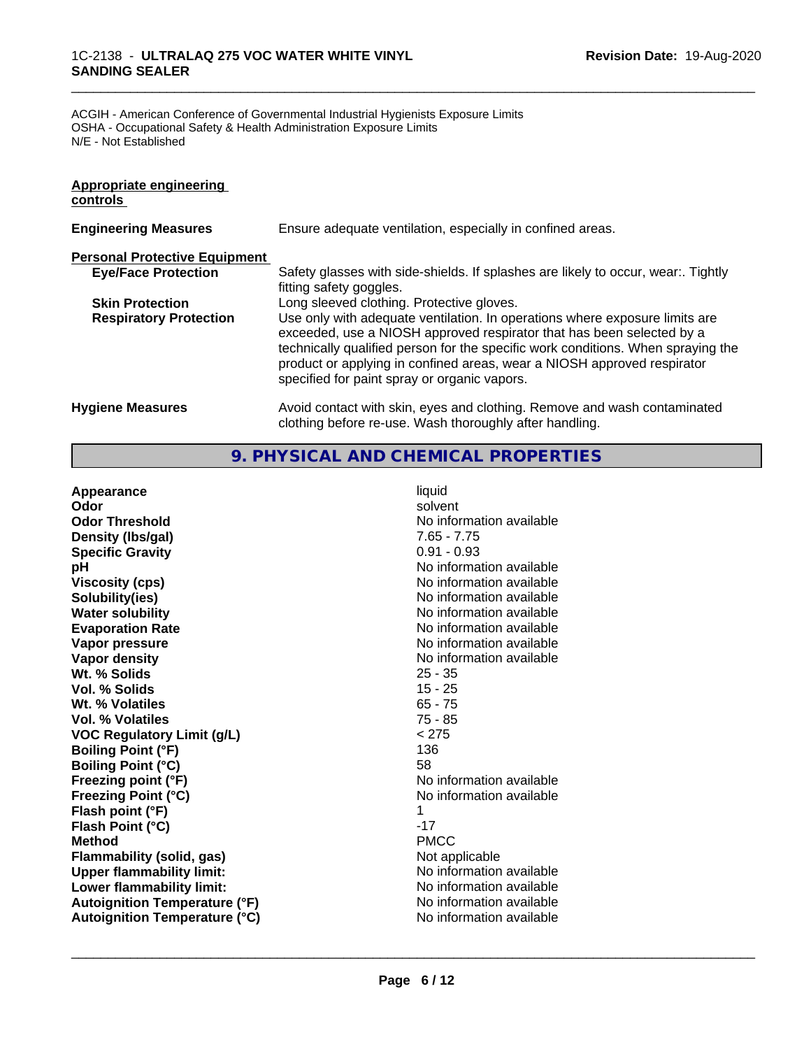ACGIH - American Conference of Governmental Industrial Hygienists Exposure Limits
OSHA - Occupational Safety & Health Administration Exposure Limits
N/E - Not Established

**Appropriate engineering controls**

| | |
|---|---|
| **Engineering Measures** | Ensure adequate ventilation, especially in confined areas. |
| **Personal Protective Equipment** | |
| **Eye/Face Protection** | Safety glasses with side-shields. If splashes are likely to occur, wear:. Tightly fitting safety goggles. |
| **Skin Protection** | Long sleeved clothing. Protective gloves. |
| **Respiratory Protection** | Use only with adequate ventilation. In operations where exposure limits are exceeded, use a NIOSH approved respirator that has been selected by a technically qualified person for the specific work conditions. When spraying the product or applying in confined areas, wear a NIOSH approved respirator specified for paint spray or organic vapors. |
| **Hygiene Measures** | Avoid contact with skin, eyes and clothing. Remove and wash contaminated clothing before re-use. Wash thoroughly after handling. |

## 9. PHYSICAL AND CHEMICAL PROPERTIES

| | |
|---|---|
| **Appearance** | liquid |
| **Odor** | solvent |
| **Odor Threshold** | No information available |
| **Density (lbs/gal)** | 7.65 - 7.75 |
| **Specific Gravity** | 0.91 - 0.93 |
| **pH** | No information available |
| **Viscosity (cps)** | No information available |
| **Solubility(ies)** | No information available |
| **Water solubility** | No information available |
| **Evaporation Rate** | No information available |
| **Vapor pressure** | No information available |
| **Vapor density** | No information available |
| **Wt. % Solids** | 25 - 35 |
| **Vol. % Solids** | 15 - 25 |
| **Wt. % Volatiles** | 65 - 75 |
| **Vol. % Volatiles** | 75 - 85 |
| **VOC Regulatory Limit (g/L)** | < 275 |
| **Boiling Point (°F)** | 136 |
| **Boiling Point (°C)** | 58 |
| **Freezing point (°F)** | No information available |
| **Freezing Point (°C)** | No information available |
| **Flash point (°F)** | 1 |
| **Flash Point (°C)** | -17 |
| **Method** | PMCC |
| **Flammability (solid, gas)** | Not applicable |
| **Upper flammability limit:** | No information available |
| **Lower flammability limit:** | No information available |
| **Autoignition Temperature (°F)** | No information available |
| **Autoignition Temperature (°C)** | No information available |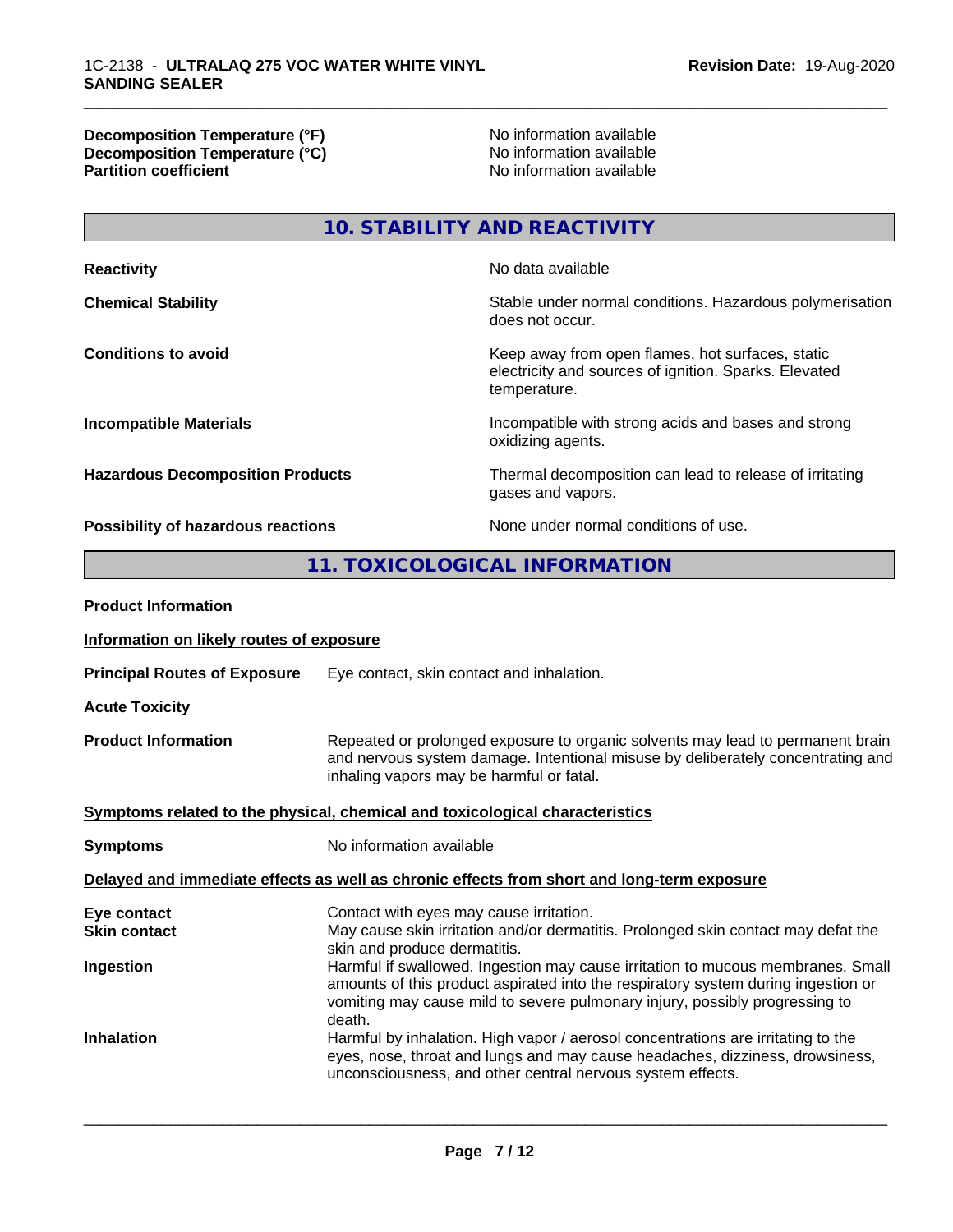| | |
|---|---|
| **Decomposition Temperature (°F)** | No information available |
| **Decomposition Temperature (°C)** | No information available |
| **Partition coefficient** | No information available |

## 10. STABILITY AND REACTIVITY

| | |
|---|---|
| **Reactivity** | No data available |
| **Chemical Stability** | Stable under normal conditions. Hazardous polymerisation does not occur. |
| **Conditions to avoid** | Keep away from open flames, hot surfaces, static electricity and sources of ignition. Sparks. Elevated temperature. |
| **Incompatible Materials** | Incompatible with strong acids and bases and strong oxidizing agents. |
| **Hazardous Decomposition Products** | Thermal decomposition can lead to release of irritating gases and vapors. |
| **Possibility of hazardous reactions** | None under normal conditions of use. |

## 11. TOXICOLOGICAL INFORMATION

**Product Information**

**Information on likely routes of exposure**

**Principal Routes of Exposure** Eye contact, skin contact and inhalation.

**Acute Toxicity**

**Product Information** Repeated or prolonged exposure to organic solvents may lead to permanent brain and nervous system damage. Intentional misuse by deliberately concentrating and inhaling vapors may be harmful or fatal.

**Symptoms related to the physical, chemical and toxicological characteristics**

**Symptoms** No information available

**Delayed and immediate effects as well as chronic effects from short and long-term exposure**

| | |
|---|---|
| **Eye contact** | Contact with eyes may cause irritation. |
| **Skin contact** | May cause skin irritation and/or dermatitis. Prolonged skin contact may defat the skin and produce dermatitis. |
| **Ingestion** | Harmful if swallowed. Ingestion may cause irritation to mucous membranes. Small amounts of this product aspirated into the respiratory system during ingestion or vomiting may cause mild to severe pulmonary injury, possibly progressing to death. |
| **Inhalation** | Harmful by inhalation. High vapor / aerosol concentrations are irritating to the eyes, nose, throat and lungs and may cause headaches, dizziness, drowsiness, unconsciousness, and other central nervous system effects. |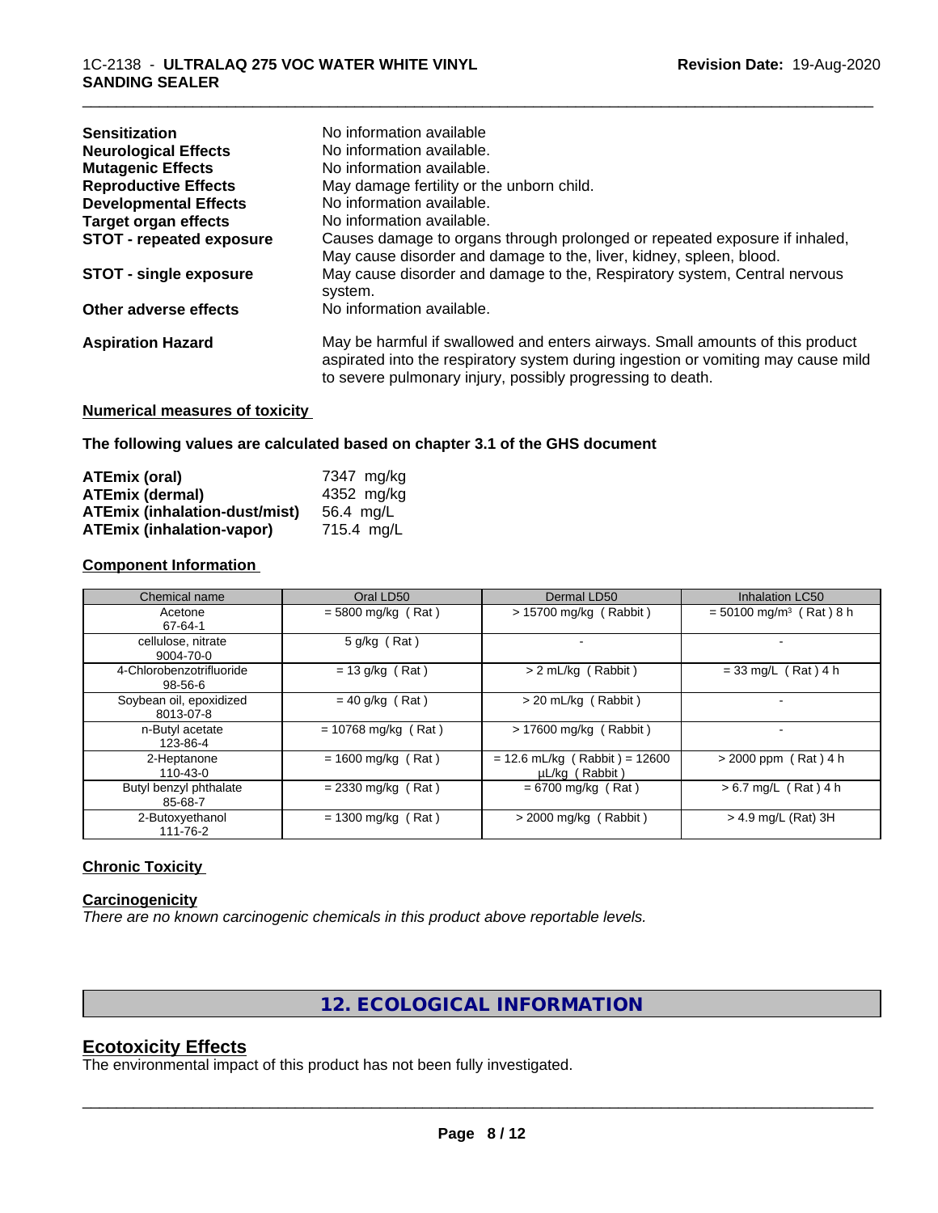| | |
|---|---|
| **Sensitization** | No information available |
| **Neurological Effects** | No information available. |
| **Mutagenic Effects** | No information available. |
| **Reproductive Effects** | May damage fertility or the unborn child. |
| **Developmental Effects** | No information available. |
| **Target organ effects** | No information available. |
| **STOT - repeated exposure** | Causes damage to organs through prolonged or repeated exposure if inhaled, May cause disorder and damage to the, liver, kidney, spleen, blood. |
| **STOT - single exposure** | May cause disorder and damage to the, Respiratory system, Central nervous system. |
| **Other adverse effects** | No information available. |
| **Aspiration Hazard** | May be harmful if swallowed and enters airways. Small amounts of this product aspirated into the respiratory system during ingestion or vomiting may cause mild to severe pulmonary injury, possibly progressing to death. |

**Numerical measures of toxicity**

**The following values are calculated based on chapter 3.1 of the GHS document**

| | |
|---|---|
| **ATEmix (oral)** | 7347 mg/kg |
| **ATEmix (dermal)** | 4352 mg/kg |
| **ATEmix (inhalation-dust/mist)** | 56.4 mg/L |
| **ATEmix (inhalation-vapor)** | 715.4 mg/L |

**Component Information**

| Chemical name | Oral LD50 | Dermal LD50 | Inhalation LC50 |
|---|---|---|---|
| Acetone<br>67-64-1 | = 5800 mg/kg ( Rat ) | > 15700 mg/kg ( Rabbit ) | = 50100 mg/m³ ( Rat ) 8 h |
| cellulose, nitrate<br>9004-70-0 | 5 g/kg ( Rat ) | - | - |
| 4-Chlorobenzotrifluoride<br>98-56-6 | = 13 g/kg ( Rat ) | > 2 mL/kg ( Rabbit ) | = 33 mg/L ( Rat ) 4 h |
| Soybean oil, epoxidized<br>8013-07-8 | = 40 g/kg ( Rat ) | > 20 mL/kg ( Rabbit ) | - |
| n-Butyl acetate<br>123-86-4 | = 10768 mg/kg ( Rat ) | > 17600 mg/kg ( Rabbit ) | - |
| 2-Heptanone<br>110-43-0 | = 1600 mg/kg ( Rat ) | = 12.6 mL/kg ( Rabbit ) = 12600 µL/kg ( Rabbit ) | > 2000 ppm ( Rat ) 4 h |
| Butyl benzyl phthalate<br>85-68-7 | = 2330 mg/kg ( Rat ) | = 6700 mg/kg ( Rat ) | > 6.7 mg/L ( Rat ) 4 h |
| 2-Butoxyethanol<br>111-76-2 | = 1300 mg/kg ( Rat ) | > 2000 mg/kg ( Rabbit ) | > 4.9 mg/L (Rat) 3H |

**Chronic Toxicity**

**Carcinogenicity**

*There are no known carcinogenic chemicals in this product above reportable levels.*

## 12. ECOLOGICAL INFORMATION

## Ecotoxicity Effects

The environmental impact of this product has not been fully investigated.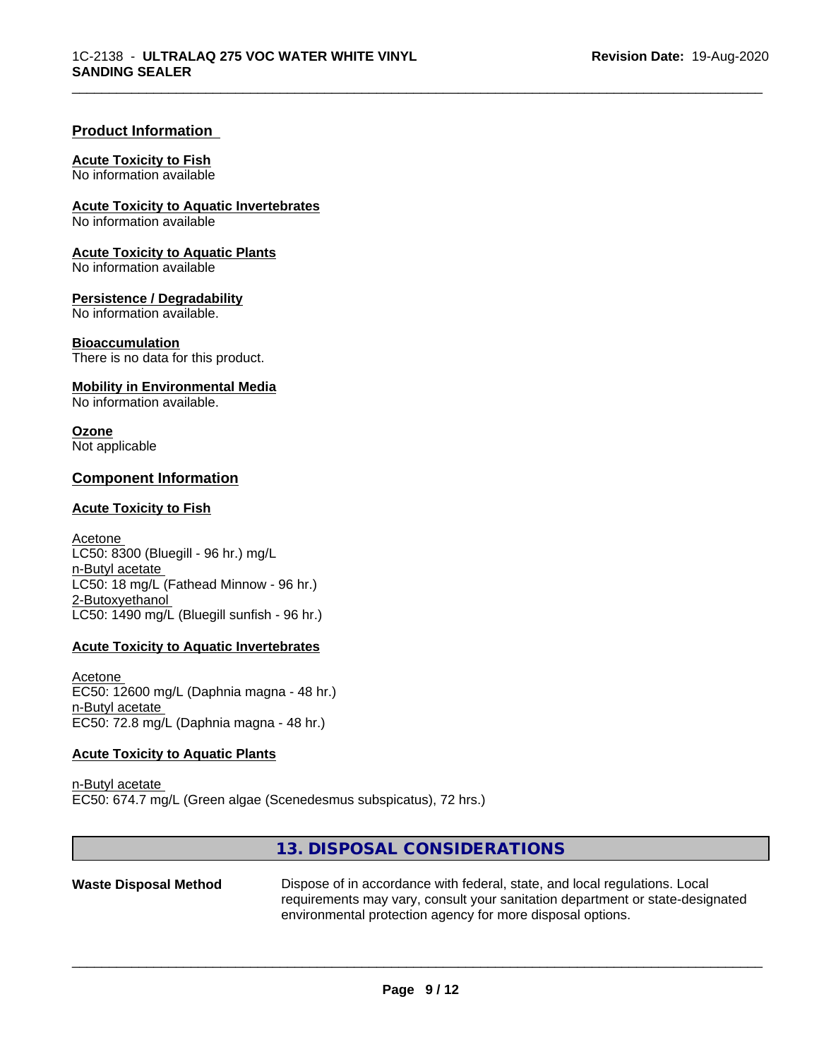## Product Information

**Acute Toxicity to Fish**
No information available

**Acute Toxicity to Aquatic Invertebrates**
No information available

**Acute Toxicity to Aquatic Plants**
No information available

**Persistence / Degradability**
No information available.

**Bioaccumulation**
There is no data for this product.

**Mobility in Environmental Media**
No information available.

**Ozone**
Not applicable

## Component Information

**Acute Toxicity to Fish**

Acetone
LC50: 8300 (Bluegill - 96 hr.) mg/L
n-Butyl acetate
LC50: 18 mg/L (Fathead Minnow - 96 hr.)
2-Butoxyethanol
LC50: 1490 mg/L (Bluegill sunfish - 96 hr.)

**Acute Toxicity to Aquatic Invertebrates**

Acetone
EC50: 12600 mg/L (Daphnia magna - 48 hr.)
n-Butyl acetate
EC50: 72.8 mg/L (Daphnia magna - 48 hr.)

**Acute Toxicity to Aquatic Plants**

n-Butyl acetate
EC50: 674.7 mg/L (Green algae (Scenedesmus subspicatus), 72 hrs.)

## 13. DISPOSAL CONSIDERATIONS

**Waste Disposal Method**

Dispose of in accordance with federal, state, and local regulations. Local requirements may vary, consult your sanitation department or state-designated environmental protection agency for more disposal options.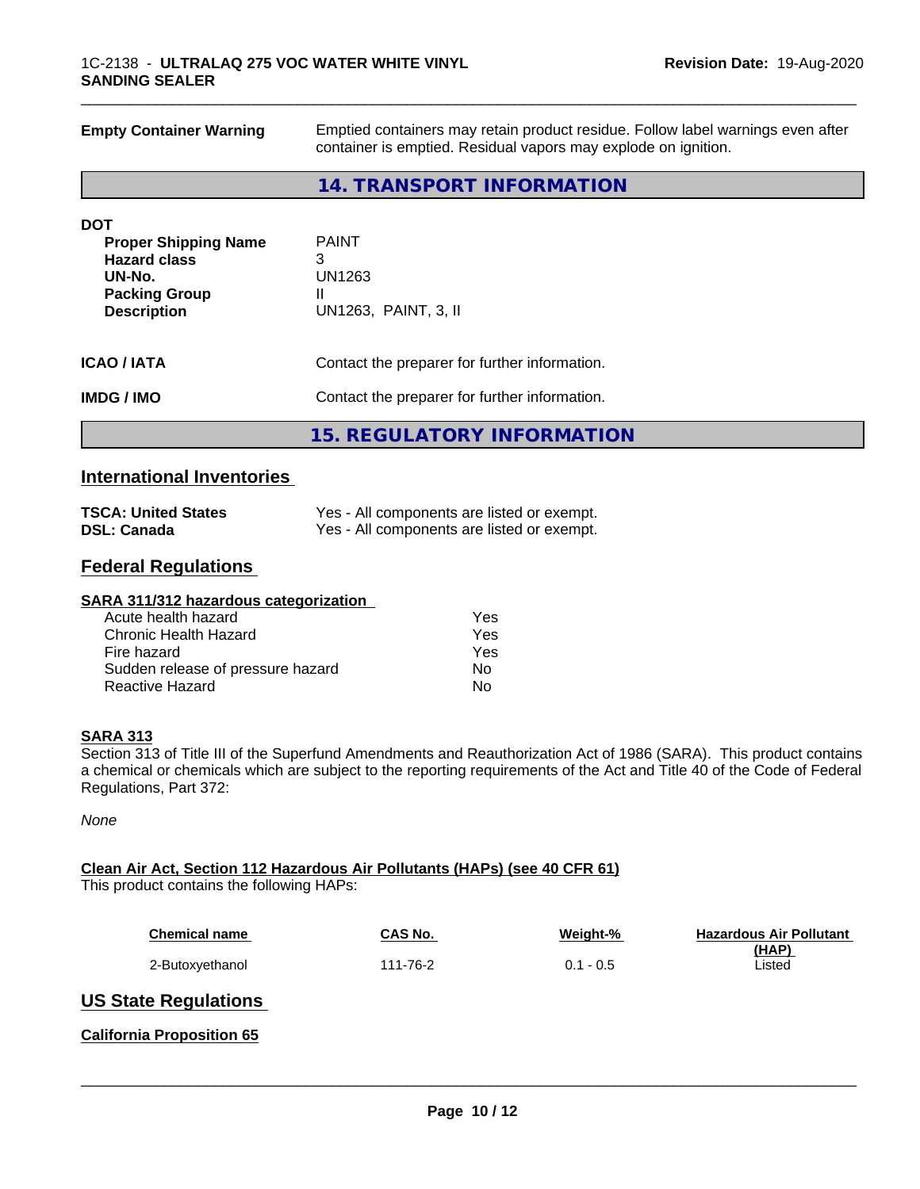| | |
|---|---|
| **Empty Container Warning** | Emptied containers may retain product residue. Follow label warnings even after container is emptied. Residual vapors may explode on ignition. |

## 14. TRANSPORT INFORMATION

**DOT**

| | |
|---|---|
| **Proper Shipping Name** | PAINT |
| **Hazard class** | 3 |
| **UN-No.** | UN1263 |
| **Packing Group** | II |
| **Description** | UN1263, PAINT, 3, II |

| | |
|---|---|
| **ICAO / IATA** | Contact the preparer for further information. |
| **IMDG / IMO** | Contact the preparer for further information. |

## 15. REGULATORY INFORMATION

### International Inventories

| | |
|---|---|
| **TSCA: United States** | Yes - All components are listed or exempt. |
| **DSL: Canada** | Yes - All components are listed or exempt. |

### Federal Regulations

**SARA 311/312 hazardous categorization**

| | |
|---|---|
| Acute health hazard | Yes |
| Chronic Health Hazard | Yes |
| Fire hazard | Yes |
| Sudden release of pressure hazard | No |
| Reactive Hazard | No |

**SARA 313**

Section 313 of Title III of the Superfund Amendments and Reauthorization Act of 1986 (SARA). This product contains a chemical or chemicals which are subject to the reporting requirements of the Act and Title 40 of the Code of Federal Regulations, Part 372:

*None*

**Clean Air Act, Section 112 Hazardous Air Pollutants (HAPs) (see 40 CFR 61)**

This product contains the following HAPs:

| Chemical name | CAS No. | Weight-% | Hazardous Air Pollutant (HAP) |
|---|---|---|---|
| 2-Butoxyethanol | 111-76-2 | 0.1 - 0.5 | Listed |

### US State Regulations

**California Proposition 65**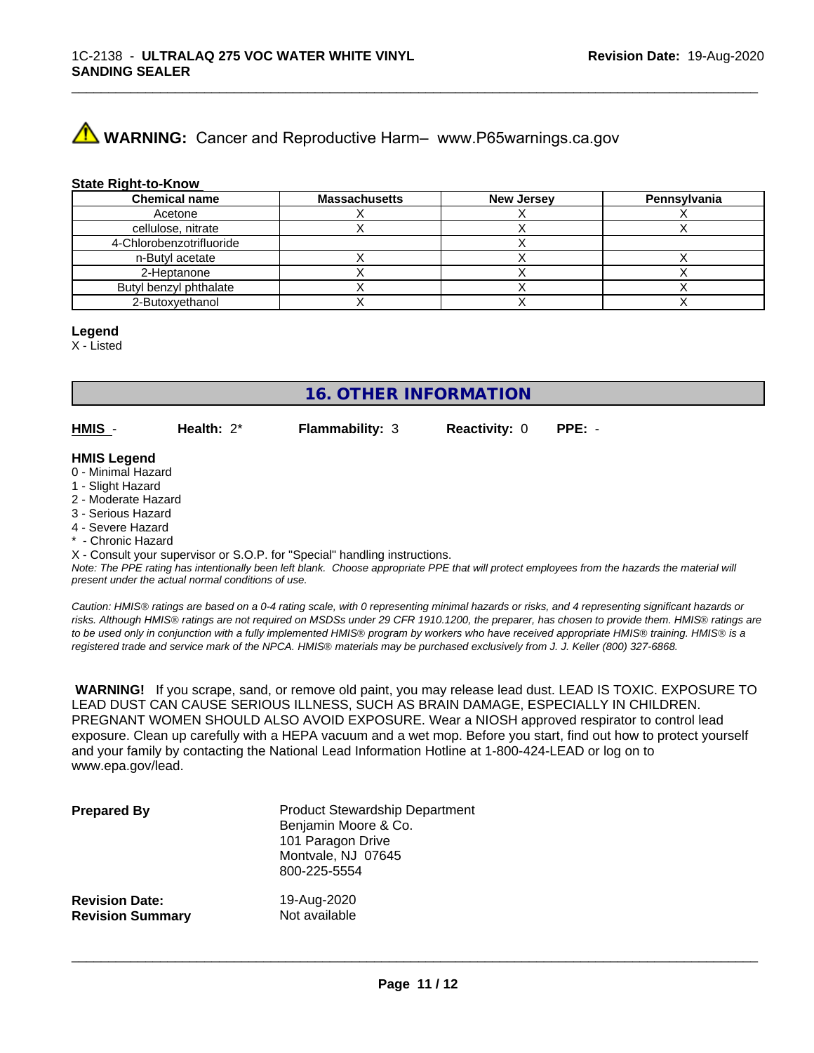**WARNING:** Cancer and Reproductive Harm– www.P65warnings.ca.gov

**State Right-to-Know**

| Chemical name | Massachusetts | New Jersey | Pennsylvania |
|---|---|---|---|
| Acetone | X | X | X |
| cellulose, nitrate | X | X | X |
| 4-Chlorobenzotrifluoride | | X | |
| n-Butyl acetate | X | X | X |
| 2-Heptanone | X | X | X |
| Butyl benzyl phthalate | X | X | X |
| 2-Butoxyethanol | X | X | X |

**Legend**

X - Listed

## 16. OTHER INFORMATION

| **HMIS** - | **Health:** 2* | **Flammability:** 3 | **Reactivity:** 0 | **PPE:** - |
|---|---|---|---|---|

**HMIS Legend**

0 - Minimal Hazard
1 - Slight Hazard
2 - Moderate Hazard
3 - Serious Hazard
4 - Severe Hazard
* - Chronic Hazard
X - Consult your supervisor or S.O.P. for "Special" handling instructions.

*Note: The PPE rating has intentionally been left blank. Choose appropriate PPE that will protect employees from the hazards the material will present under the actual normal conditions of use.*

*Caution: HMIS® ratings are based on a 0-4 rating scale, with 0 representing minimal hazards or risks, and 4 representing significant hazards or risks. Although HMIS® ratings are not required on MSDSs under 29 CFR 1910.1200, the preparer, has chosen to provide them. HMIS® ratings are to be used only in conjunction with a fully implemented HMIS® program by workers who have received appropriate HMIS® training. HMIS® is a registered trade and service mark of the NPCA. HMIS® materials may be purchased exclusively from J. J. Keller (800) 327-6868.*

**WARNING!** If you scrape, sand, or remove old paint, you may release lead dust. LEAD IS TOXIC. EXPOSURE TO LEAD DUST CAN CAUSE SERIOUS ILLNESS, SUCH AS BRAIN DAMAGE, ESPECIALLY IN CHILDREN. PREGNANT WOMEN SHOULD ALSO AVOID EXPOSURE. Wear a NIOSH approved respirator to control lead exposure. Clean up carefully with a HEPA vacuum and a wet mop. Before you start, find out how to protect yourself and your family by contacting the National Lead Information Hotline at 1-800-424-LEAD or log on to www.epa.gov/lead.

**Prepared By**

Product Stewardship Department
Benjamin Moore & Co.
101 Paragon Drive
Montvale, NJ 07645
800-225-5554

**Revision Date:** 19-Aug-2020

**Revision Summary** Not available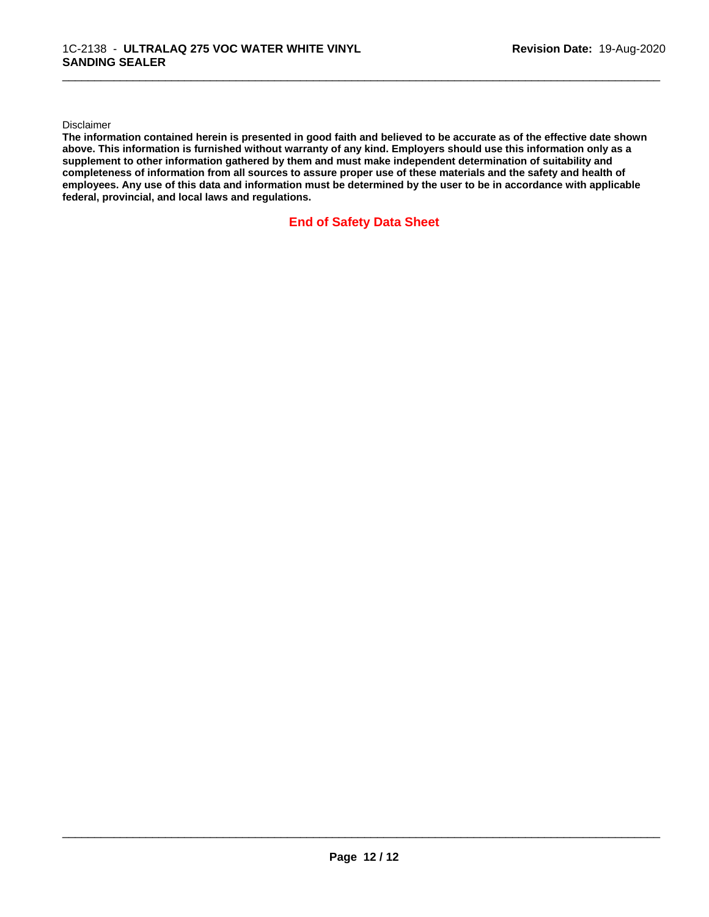Disclaimer

**The information contained herein is presented in good faith and believed to be accurate as of the effective date shown above. This information is furnished without warranty of any kind. Employers should use this information only as a supplement to other information gathered by them and must make independent determination of suitability and completeness of information from all sources to assure proper use of these materials and the safety and health of employees. Any use of this data and information must be determined by the user to be in accordance with applicable federal, provincial, and local laws and regulations.**

**End of Safety Data Sheet**